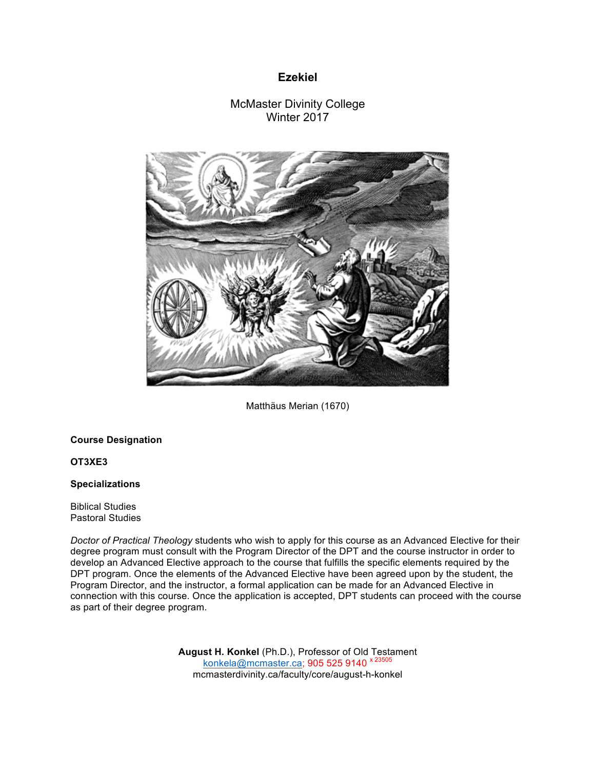# Ezekiel

McMaster Divinity College
Winter 2017

Matthäus Merian (1670)

**Course Designation**

**OT3XE3**

**Specializations**

Biblical Studies
Pastoral Studies

*Doctor of Practical Theology* students who wish to apply for this course as an Advanced Elective for their degree program must consult with the Program Director of the DPT and the course instructor in order to develop an Advanced Elective approach to the course that fulfills the specific elements required by the DPT program. Once the elements of the Advanced Elective have been agreed upon by the student, the Program Director, and the instructor, a formal application can be made for an Advanced Elective in connection with this course. Once the application is accepted, DPT students can proceed with the course as part of their degree program.

**August H. Konkel** (Ph.D.), Professor of Old Testament
konkela@mcmaster.ca; 905 525 9140 x 23505
mcmasterdivinity.ca/faculty/core/august-h-konkel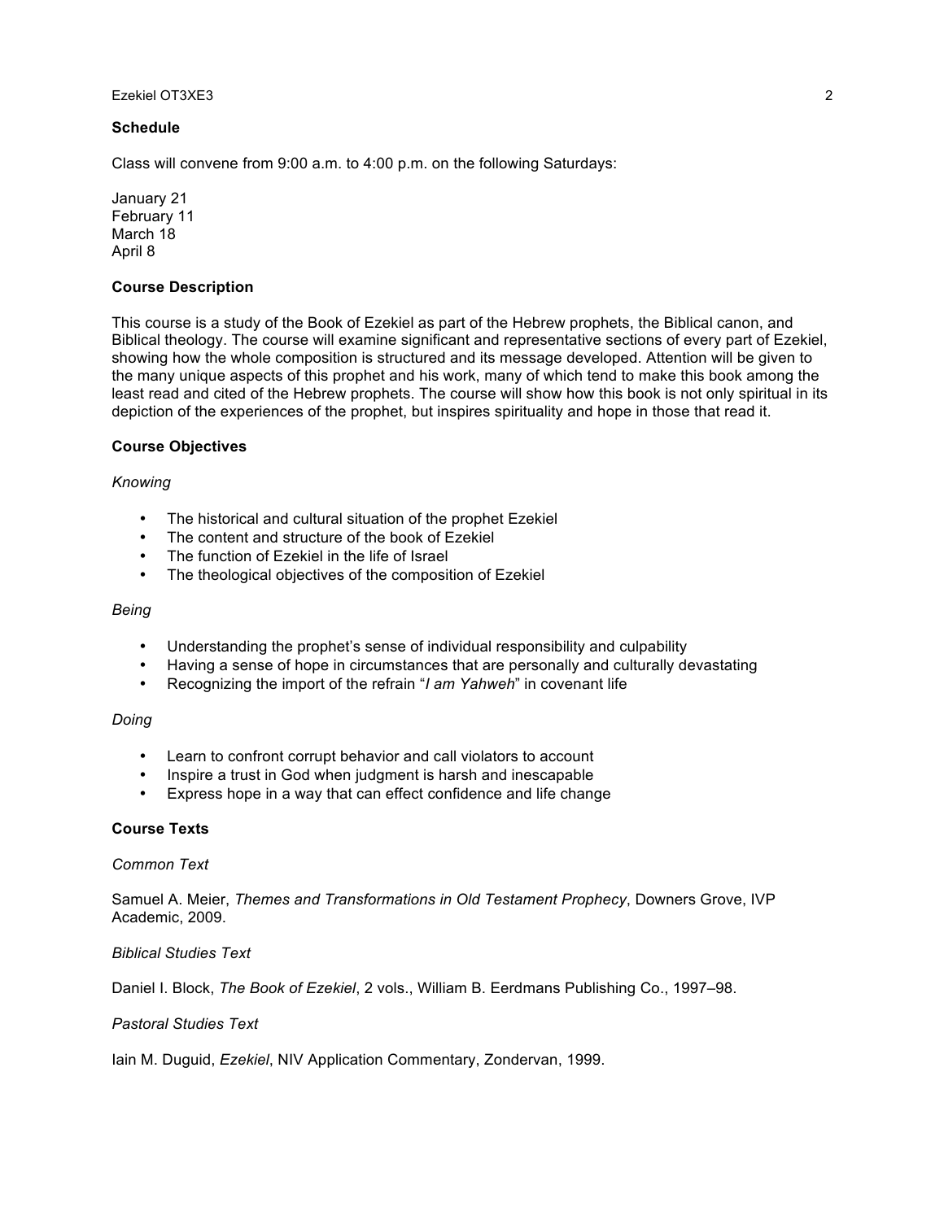## Schedule

Class will convene from 9:00 a.m. to 4:00 p.m. on the following Saturdays:

January 21
February 11
March 18
April 8

## Course Description

This course is a study of the Book of Ezekiel as part of the Hebrew prophets, the Biblical canon, and Biblical theology. The course will examine significant and representative sections of every part of Ezekiel, showing how the whole composition is structured and its message developed. Attention will be given to the many unique aspects of this prophet and his work, many of which tend to make this book among the least read and cited of the Hebrew prophets. The course will show how this book is not only spiritual in its depiction of the experiences of the prophet, but inspires spirituality and hope in those that read it.

## Course Objectives

*Knowing*

- The historical and cultural situation of the prophet Ezekiel
- The content and structure of the book of Ezekiel
- The function of Ezekiel in the life of Israel
- The theological objectives of the composition of Ezekiel

*Being*

- Understanding the prophet's sense of individual responsibility and culpability
- Having a sense of hope in circumstances that are personally and culturally devastating
- Recognizing the import of the refrain "*I am Yahweh*" in covenant life

*Doing*

- Learn to confront corrupt behavior and call violators to account
- Inspire a trust in God when judgment is harsh and inescapable
- Express hope in a way that can effect confidence and life change

## Course Texts

*Common Text*

Samuel A. Meier, *Themes and Transformations in Old Testament Prophecy*, Downers Grove, IVP Academic, 2009.

*Biblical Studies Text*

Daniel I. Block, *The Book of Ezekiel*, 2 vols., William B. Eerdmans Publishing Co., 1997–98.

*Pastoral Studies Text*

Iain M. Duguid, *Ezekiel*, NIV Application Commentary, Zondervan, 1999.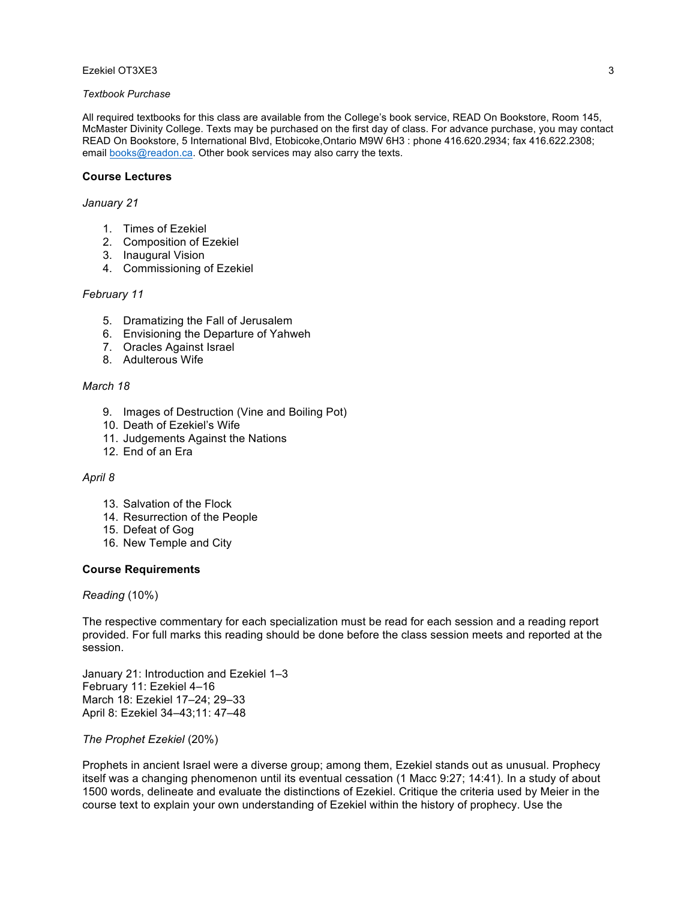*Textbook Purchase*

All required textbooks for this class are available from the College's book service, READ On Bookstore, Room 145, McMaster Divinity College. Texts may be purchased on the first day of class. For advance purchase, you may contact READ On Bookstore, 5 International Blvd, Etobicoke,Ontario M9W 6H3 : phone 416.620.2934; fax 416.622.2308; email books@readon.ca. Other book services may also carry the texts.

**Course Lectures**

*January 21*

1. Times of Ezekiel
2. Composition of Ezekiel
3. Inaugural Vision
4. Commissioning of Ezekiel

*February 11*

5. Dramatizing the Fall of Jerusalem
6. Envisioning the Departure of Yahweh
7. Oracles Against Israel
8. Adulterous Wife

*March 18*

9. Images of Destruction (Vine and Boiling Pot)
10. Death of Ezekiel's Wife
11. Judgements Against the Nations
12. End of an Era

*April 8*

13. Salvation of the Flock
14. Resurrection of the People
15. Defeat of Gog
16. New Temple and City

**Course Requirements**

*Reading* (10%)

The respective commentary for each specialization must be read for each session and a reading report provided. For full marks this reading should be done before the class session meets and reported at the session.

January 21: Introduction and Ezekiel 1–3
February 11: Ezekiel 4–16
March 18: Ezekiel 17–24; 29–33
April 8: Ezekiel 34–43;11: 47–48

*The Prophet Ezekiel* (20%)

Prophets in ancient Israel were a diverse group; among them, Ezekiel stands out as unusual. Prophecy itself was a changing phenomenon until its eventual cessation (1 Macc 9:27; 14:41). In a study of about 1500 words, delineate and evaluate the distinctions of Ezekiel. Critique the criteria used by Meier in the course text to explain your own understanding of Ezekiel within the history of prophecy. Use the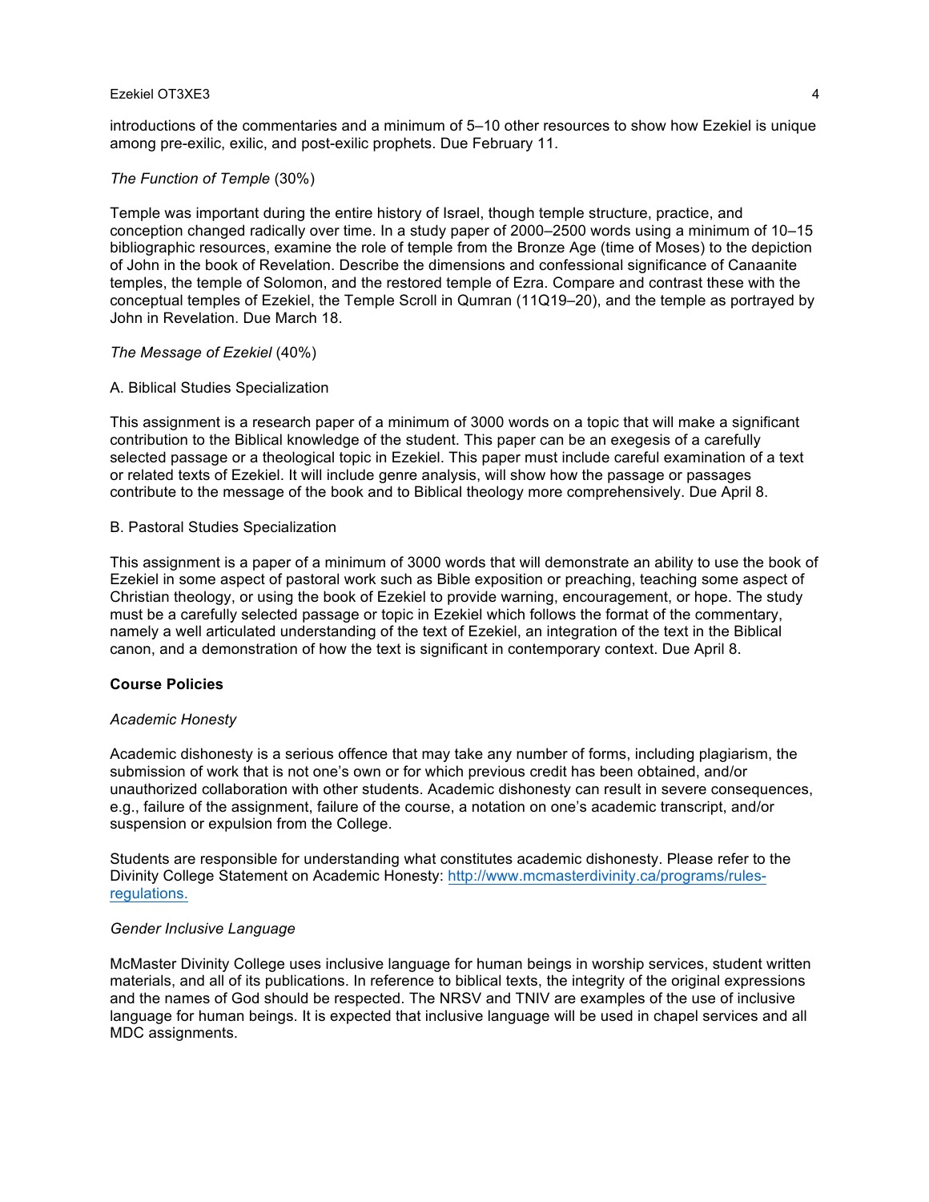introductions of the commentaries and a minimum of 5–10 other resources to show how Ezekiel is unique among pre-exilic, exilic, and post-exilic prophets. Due February 11.

*The Function of Temple* (30%)

Temple was important during the entire history of Israel, though temple structure, practice, and conception changed radically over time. In a study paper of 2000–2500 words using a minimum of 10–15 bibliographic resources, examine the role of temple from the Bronze Age (time of Moses) to the depiction of John in the book of Revelation. Describe the dimensions and confessional significance of Canaanite temples, the temple of Solomon, and the restored temple of Ezra. Compare and contrast these with the conceptual temples of Ezekiel, the Temple Scroll in Qumran (11Q19–20), and the temple as portrayed by John in Revelation. Due March 18.

*The Message of Ezekiel* (40%)

A. Biblical Studies Specialization

This assignment is a research paper of a minimum of 3000 words on a topic that will make a significant contribution to the Biblical knowledge of the student. This paper can be an exegesis of a carefully selected passage or a theological topic in Ezekiel. This paper must include careful examination of a text or related texts of Ezekiel. It will include genre analysis, will show how the passage or passages contribute to the message of the book and to Biblical theology more comprehensively. Due April 8.

B. Pastoral Studies Specialization

This assignment is a paper of a minimum of 3000 words that will demonstrate an ability to use the book of Ezekiel in some aspect of pastoral work such as Bible exposition or preaching, teaching some aspect of Christian theology, or using the book of Ezekiel to provide warning, encouragement, or hope. The study must be a carefully selected passage or topic in Ezekiel which follows the format of the commentary, namely a well articulated understanding of the text of Ezekiel, an integration of the text in the Biblical canon, and a demonstration of how the text is significant in contemporary context. Due April 8.

**Course Policies**

*Academic Honesty*

Academic dishonesty is a serious offence that may take any number of forms, including plagiarism, the submission of work that is not one's own or for which previous credit has been obtained, and/or unauthorized collaboration with other students. Academic dishonesty can result in severe consequences, e.g., failure of the assignment, failure of the course, a notation on one's academic transcript, and/or suspension or expulsion from the College.

Students are responsible for understanding what constitutes academic dishonesty. Please refer to the Divinity College Statement on Academic Honesty: http://www.mcmasterdivinity.ca/programs/rules-regulations.

*Gender Inclusive Language*

McMaster Divinity College uses inclusive language for human beings in worship services, student written materials, and all of its publications. In reference to biblical texts, the integrity of the original expressions and the names of God should be respected. The NRSV and TNIV are examples of the use of inclusive language for human beings. It is expected that inclusive language will be used in chapel services and all MDC assignments.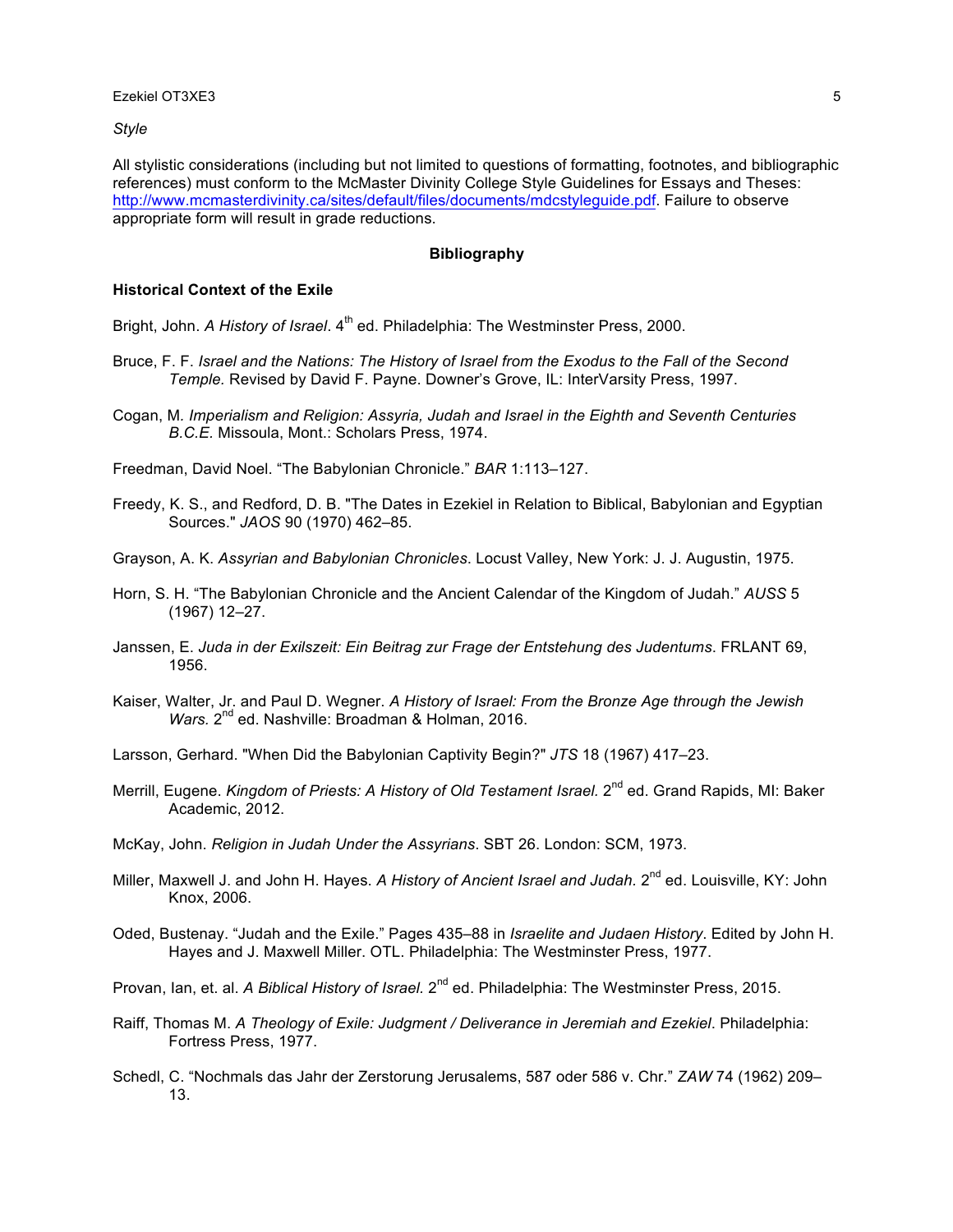*Style*

All stylistic considerations (including but not limited to questions of formatting, footnotes, and bibliographic references) must conform to the McMaster Divinity College Style Guidelines for Essays and Theses: http://www.mcmasterdivinity.ca/sites/default/files/documents/mdcstyleguide.pdf. Failure to observe appropriate form will result in grade reductions.

## Bibliography

### Historical Context of the Exile

Bright, John. *A History of Israel*. 4th ed. Philadelphia: The Westminster Press, 2000.

Bruce, F. F. *Israel and the Nations: The History of Israel from the Exodus to the Fall of the Second Temple.* Revised by David F. Payne. Downer's Grove, IL: InterVarsity Press, 1997.

Cogan, M. *Imperialism and Religion: Assyria, Judah and Israel in the Eighth and Seventh Centuries B.C.E.* Missoula, Mont.: Scholars Press, 1974.

Freedman, David Noel. "The Babylonian Chronicle." *BAR* 1:113–127.

Freedy, K. S., and Redford, D. B. "The Dates in Ezekiel in Relation to Biblical, Babylonian and Egyptian Sources." *JAOS* 90 (1970) 462–85.

Grayson, A. K. *Assyrian and Babylonian Chronicles*. Locust Valley, New York: J. J. Augustin, 1975.

Horn, S. H. "The Babylonian Chronicle and the Ancient Calendar of the Kingdom of Judah." *AUSS* 5 (1967) 12–27.

Janssen, E. *Juda in der Exilszeit: Ein Beitrag zur Frage der Entstehung des Judentums*. FRLANT 69, 1956.

Kaiser, Walter, Jr. and Paul D. Wegner. *A History of Israel: From the Bronze Age through the Jewish Wars.* 2nd ed. Nashville: Broadman & Holman, 2016.

Larsson, Gerhard. "When Did the Babylonian Captivity Begin?" *JTS* 18 (1967) 417–23.

Merrill, Eugene. *Kingdom of Priests: A History of Old Testament Israel.* 2nd ed. Grand Rapids, MI: Baker Academic, 2012.

McKay, John. *Religion in Judah Under the Assyrians*. SBT 26. London: SCM, 1973.

Miller, Maxwell J. and John H. Hayes. *A History of Ancient Israel and Judah.* 2nd ed. Louisville, KY: John Knox, 2006.

Oded, Bustenay. "Judah and the Exile." Pages 435–88 in *Israelite and Judaen History*. Edited by John H. Hayes and J. Maxwell Miller. OTL. Philadelphia: The Westminster Press, 1977.

Provan, Ian, et. al. *A Biblical History of Israel.* 2nd ed. Philadelphia: The Westminster Press, 2015.

Raiff, Thomas M. *A Theology of Exile: Judgment / Deliverance in Jeremiah and Ezekiel*. Philadelphia: Fortress Press, 1977.

Schedl, C. "Nochmals das Jahr der Zerstorung Jerusalems, 587 oder 586 v. Chr." *ZAW* 74 (1962) 209–13.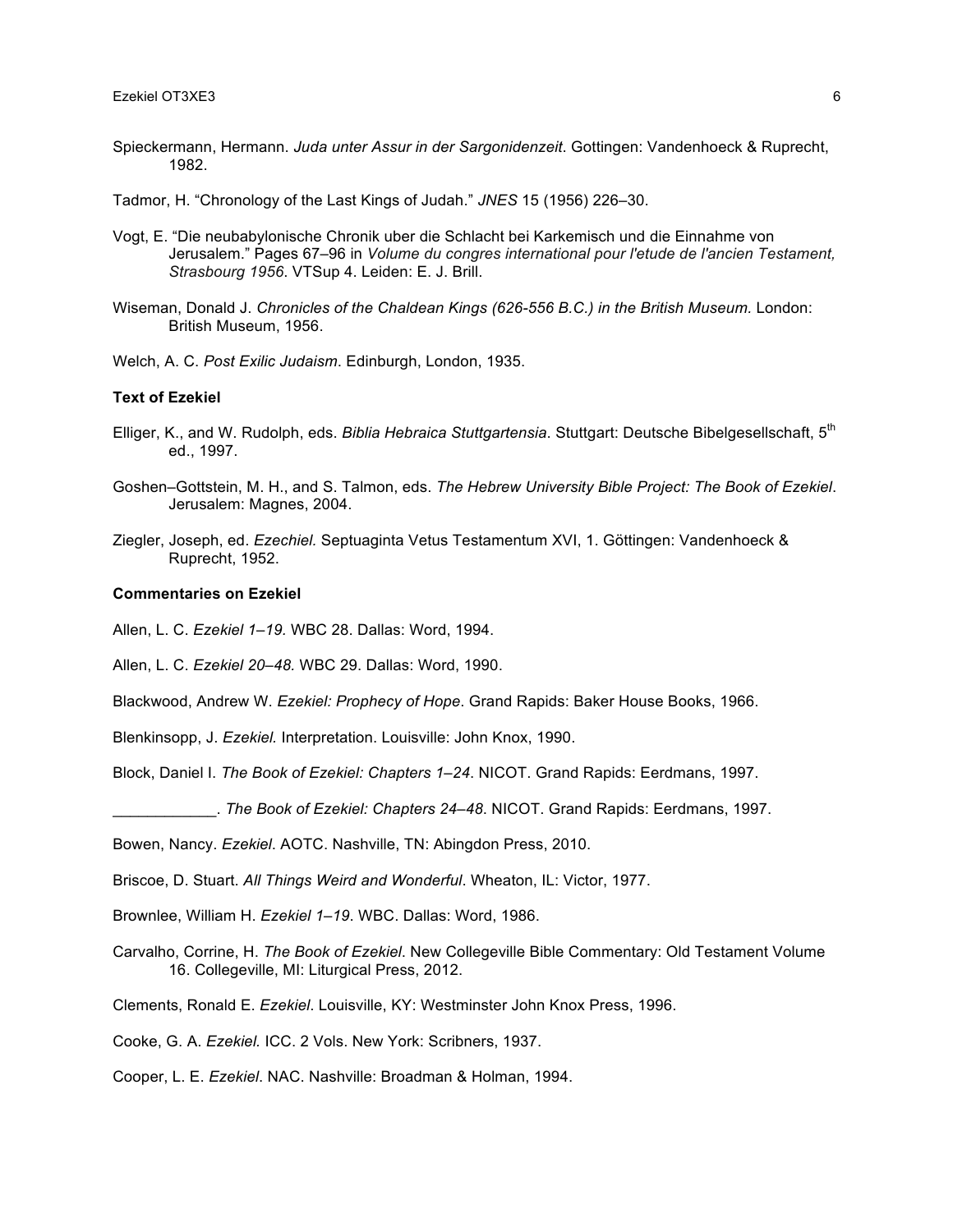Spieckermann, Hermann. *Juda unter Assur in der Sargonidenzeit*. Gottingen: Vandenhoeck & Ruprecht, 1982.

Tadmor, H. "Chronology of the Last Kings of Judah." *JNES* 15 (1956) 226–30.

Vogt, E. "Die neubabylonische Chronik uber die Schlacht bei Karkemisch und die Einnahme von Jerusalem." Pages 67–96 in *Volume du congres international pour l'etude de l'ancien Testament, Strasbourg 1956*. VTSup 4. Leiden: E. J. Brill.

Wiseman, Donald J. *Chronicles of the Chaldean Kings (626-556 B.C.) in the British Museum.* London: British Museum, 1956.

Welch, A. C. *Post Exilic Judaism*. Edinburgh, London, 1935.

**Text of Ezekiel**

Elliger, K., and W. Rudolph, eds. *Biblia Hebraica Stuttgartensia*. Stuttgart: Deutsche Bibelgesellschaft, 5th ed., 1997.

Goshen–Gottstein, M. H., and S. Talmon, eds. *The Hebrew University Bible Project: The Book of Ezekiel*. Jerusalem: Magnes, 2004.

Ziegler, Joseph, ed. *Ezechiel.* Septuaginta Vetus Testamentum XVI, 1. Göttingen: Vandenhoeck & Ruprecht, 1952.

**Commentaries on Ezekiel**

Allen, L. C. *Ezekiel 1–19.* WBC 28. Dallas: Word, 1994.

Allen, L. C. *Ezekiel 20–48.* WBC 29. Dallas: Word, 1990.

Blackwood, Andrew W. *Ezekiel: Prophecy of Hope*. Grand Rapids: Baker House Books, 1966.

Blenkinsopp, J. *Ezekiel.* Interpretation. Louisville: John Knox, 1990.

Block, Daniel I. *The Book of Ezekiel: Chapters 1–24*. NICOT. Grand Rapids: Eerdmans, 1997.

____________. *The Book of Ezekiel: Chapters 24–48*. NICOT. Grand Rapids: Eerdmans, 1997.

Bowen, Nancy. *Ezekiel*. AOTC. Nashville, TN: Abingdon Press, 2010.

Briscoe, D. Stuart. *All Things Weird and Wonderful*. Wheaton, IL: Victor, 1977.

Brownlee, William H. *Ezekiel 1–19*. WBC. Dallas: Word, 1986.

Carvalho, Corrine, H. *The Book of Ezekiel*. New Collegeville Bible Commentary: Old Testament Volume 16. Collegeville, MI: Liturgical Press, 2012.

Clements, Ronald E. *Ezekiel*. Louisville, KY: Westminster John Knox Press, 1996.

Cooke, G. A. *Ezekiel.* ICC. 2 Vols. New York: Scribners, 1937.

Cooper, L. E. *Ezekiel*. NAC. Nashville: Broadman & Holman, 1994.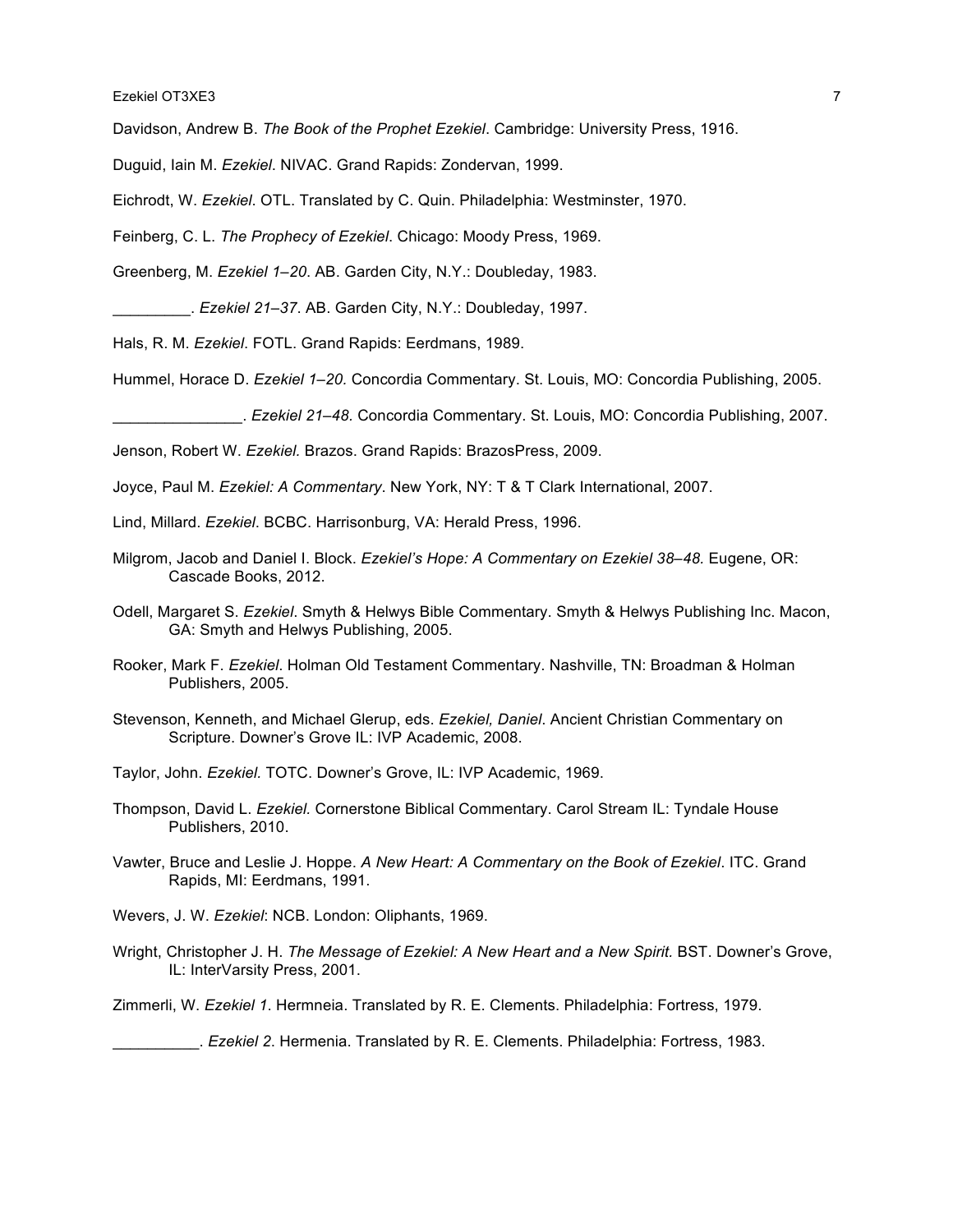Davidson, Andrew B. *The Book of the Prophet Ezekiel*. Cambridge: University Press, 1916.

Duguid, Iain M. *Ezekiel*. NIVAC. Grand Rapids: Zondervan, 1999.

Eichrodt, W. *Ezekiel*. OTL. Translated by C. Quin. Philadelphia: Westminster, 1970.

Feinberg, C. L. *The Prophecy of Ezekiel*. Chicago: Moody Press, 1969.

Greenberg, M. *Ezekiel 1–20*. AB. Garden City, N.Y.: Doubleday, 1983.

_________. *Ezekiel 21–37*. AB. Garden City, N.Y.: Doubleday, 1997.

Hals, R. M. *Ezekiel*. FOTL. Grand Rapids: Eerdmans, 1989.

Hummel, Horace D. *Ezekiel 1–20.* Concordia Commentary. St. Louis, MO: Concordia Publishing, 2005.

_______________. *Ezekiel 21–48.* Concordia Commentary. St. Louis, MO: Concordia Publishing, 2007.

Jenson, Robert W. *Ezekiel.* Brazos. Grand Rapids: BrazosPress, 2009.

Joyce, Paul M. *Ezekiel: A Commentary*. New York, NY: T & T Clark International, 2007.

Lind, Millard. *Ezekiel*. BCBC. Harrisonburg, VA: Herald Press, 1996.

Milgrom, Jacob and Daniel I. Block. *Ezekiel's Hope: A Commentary on Ezekiel 38–48.* Eugene, OR: Cascade Books, 2012.

Odell, Margaret S. *Ezekiel*. Smyth & Helwys Bible Commentary. Smyth & Helwys Publishing Inc. Macon, GA: Smyth and Helwys Publishing, 2005.

Rooker, Mark F. *Ezekiel*. Holman Old Testament Commentary. Nashville, TN: Broadman & Holman Publishers, 2005.

Stevenson, Kenneth, and Michael Glerup, eds. *Ezekiel, Daniel*. Ancient Christian Commentary on Scripture. Downer's Grove IL: IVP Academic, 2008.

Taylor, John. *Ezekiel.* TOTC. Downer's Grove, IL: IVP Academic, 1969.

Thompson, David L. *Ezekiel.* Cornerstone Biblical Commentary. Carol Stream IL: Tyndale House Publishers, 2010.

Vawter, Bruce and Leslie J. Hoppe. *A New Heart: A Commentary on the Book of Ezekiel*. ITC. Grand Rapids, MI: Eerdmans, 1991.

Wevers, J. W. *Ezekiel*: NCB. London: Oliphants, 1969.

Wright, Christopher J. H. *The Message of Ezekiel: A New Heart and a New Spirit.* BST. Downer's Grove, IL: InterVarsity Press, 2001.

Zimmerli, W. *Ezekiel 1*. Hermneia. Translated by R. E. Clements. Philadelphia: Fortress, 1979.

__________. *Ezekiel 2*. Hermenia. Translated by R. E. Clements. Philadelphia: Fortress, 1983.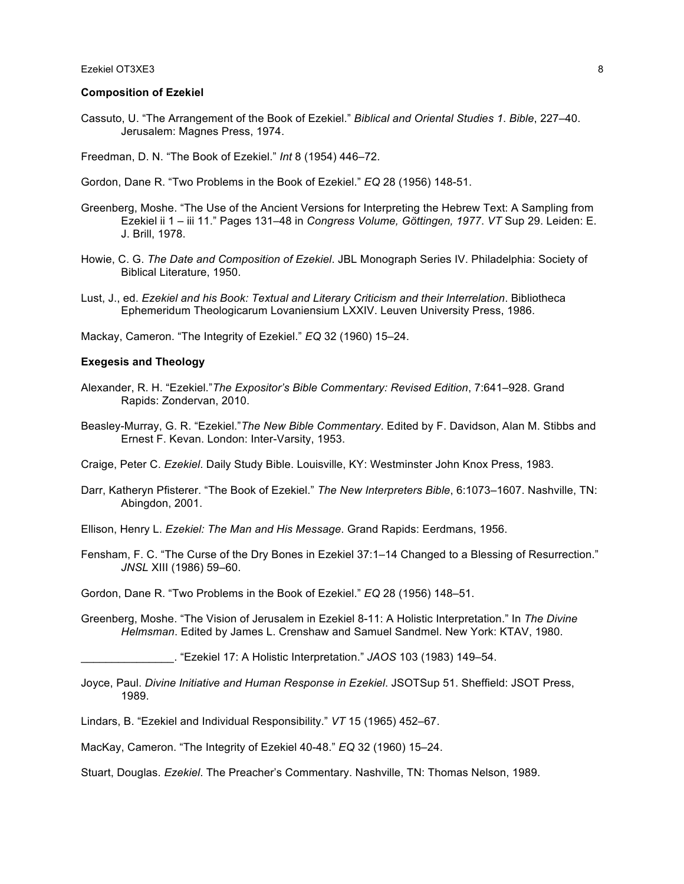### Composition of Ezekiel

Cassuto, U. "The Arrangement of the Book of Ezekiel." *Biblical and Oriental Studies 1. Bible*, 227–40. Jerusalem: Magnes Press, 1974.

Freedman, D. N. "The Book of Ezekiel." *Int* 8 (1954) 446–72.

Gordon, Dane R. "Two Problems in the Book of Ezekiel." *EQ* 28 (1956) 148-51.

Greenberg, Moshe. "The Use of the Ancient Versions for Interpreting the Hebrew Text: A Sampling from Ezekiel ii 1 – iii 11." Pages 131–48 in *Congress Volume, Göttingen, 1977*. *VT* Sup 29. Leiden: E. J. Brill, 1978.

Howie, C. G. *The Date and Composition of Ezekiel*. JBL Monograph Series IV. Philadelphia: Society of Biblical Literature, 1950.

Lust, J., ed. *Ezekiel and his Book: Textual and Literary Criticism and their Interrelation*. Bibliotheca Ephemeridum Theologicarum Lovaniensium LXXIV. Leuven University Press, 1986.

Mackay, Cameron. "The Integrity of Ezekiel." *EQ* 32 (1960) 15–24.

### Exegesis and Theology

Alexander, R. H. "Ezekiel."*The Expositor's Bible Commentary: Revised Edition*, 7:641–928. Grand Rapids: Zondervan, 2010.

Beasley-Murray, G. R. "Ezekiel."*The New Bible Commentary*. Edited by F. Davidson, Alan M. Stibbs and Ernest F. Kevan. London: Inter-Varsity, 1953.

Craige, Peter C. *Ezekiel*. Daily Study Bible. Louisville, KY: Westminster John Knox Press, 1983.

Darr, Katheryn Pfisterer. "The Book of Ezekiel." *The New Interpreters Bible*, 6:1073–1607. Nashville, TN: Abingdon, 2001.

Ellison, Henry L. *Ezekiel: The Man and His Message*. Grand Rapids: Eerdmans, 1956.

Fensham, F. C. "The Curse of the Dry Bones in Ezekiel 37:1–14 Changed to a Blessing of Resurrection." *JNSL* XIII (1986) 59–60.

Gordon, Dane R. "Two Problems in the Book of Ezekiel." *EQ* 28 (1956) 148–51.

Greenberg, Moshe. "The Vision of Jerusalem in Ezekiel 8-11: A Holistic Interpretation." In *The Divine Helmsman*. Edited by James L. Crenshaw and Samuel Sandmel. New York: KTAV, 1980.

_______________. "Ezekiel 17: A Holistic Interpretation." *JAOS* 103 (1983) 149–54.

Joyce, Paul. *Divine Initiative and Human Response in Ezekiel*. JSOTSup 51. Sheffield: JSOT Press, 1989.

Lindars, B. "Ezekiel and Individual Responsibility." *VT* 15 (1965) 452–67.

MacKay, Cameron. "The Integrity of Ezekiel 40-48." *EQ* 32 (1960) 15–24.

Stuart, Douglas. *Ezekiel*. The Preacher's Commentary. Nashville, TN: Thomas Nelson, 1989.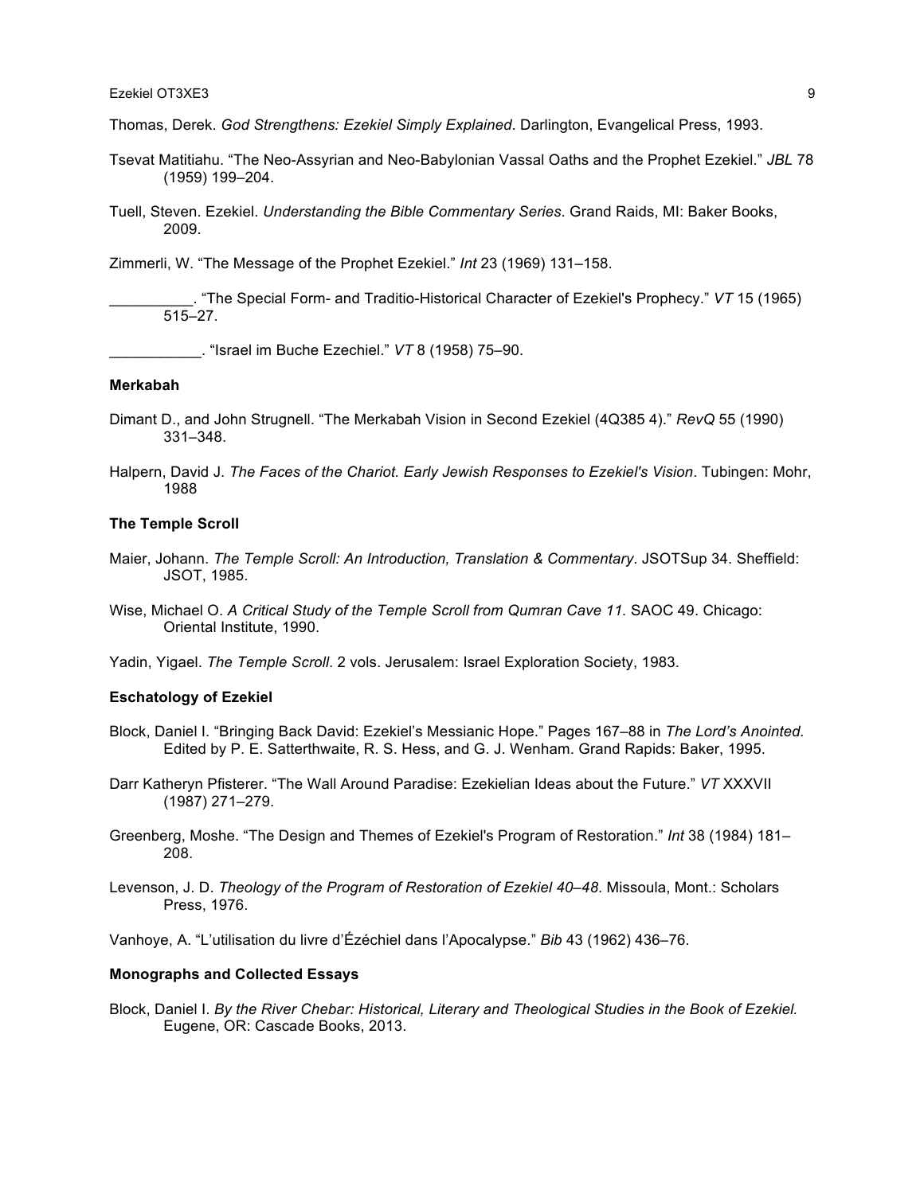Thomas, Derek. *God Strengthens: Ezekiel Simply Explained*. Darlington, Evangelical Press, 1993.

Tsevat Matitiahu. "The Neo-Assyrian and Neo-Babylonian Vassal Oaths and the Prophet Ezekiel." *JBL* 78 (1959) 199–204.

Tuell, Steven. Ezekiel. *Understanding the Bible Commentary Series*. Grand Raids, MI: Baker Books, 2009.

Zimmerli, W. "The Message of the Prophet Ezekiel." *Int* 23 (1969) 131–158.

__________. "The Special Form- and Traditio-Historical Character of Ezekiel's Prophecy." *VT* 15 (1965) 515–27.

___________. "Israel im Buche Ezechiel." *VT* 8 (1958) 75–90.

**Merkabah**

Dimant D., and John Strugnell. "The Merkabah Vision in Second Ezekiel (4Q385 4)." *RevQ* 55 (1990) 331–348.

Halpern, David J. *The Faces of the Chariot. Early Jewish Responses to Ezekiel's Vision*. Tubingen: Mohr, 1988

**The Temple Scroll**

Maier, Johann. *The Temple Scroll: An Introduction, Translation & Commentary*. JSOTSup 34. Sheffield: JSOT, 1985.

Wise, Michael O. *A Critical Study of the Temple Scroll from Qumran Cave 11.* SAOC 49. Chicago: Oriental Institute, 1990.

Yadin, Yigael. *The Temple Scroll*. 2 vols. Jerusalem: Israel Exploration Society, 1983.

**Eschatology of Ezekiel**

Block, Daniel I. "Bringing Back David: Ezekiel's Messianic Hope." Pages 167–88 in *The Lord's Anointed.* Edited by P. E. Satterthwaite, R. S. Hess, and G. J. Wenham. Grand Rapids: Baker, 1995.

Darr Katheryn Pfisterer. "The Wall Around Paradise: Ezekielian Ideas about the Future." *VT* XXXVII (1987) 271–279.

Greenberg, Moshe. "The Design and Themes of Ezekiel's Program of Restoration." *Int* 38 (1984) 181–208.

Levenson, J. D. *Theology of the Program of Restoration of Ezekiel 40–48*. Missoula, Mont.: Scholars Press, 1976.

Vanhoye, A. "L'utilisation du livre d'Ézéchiel dans l'Apocalypse." *Bib* 43 (1962) 436–76.

**Monographs and Collected Essays**

Block, Daniel I. *By the River Chebar: Historical, Literary and Theological Studies in the Book of Ezekiel.* Eugene, OR: Cascade Books, 2013.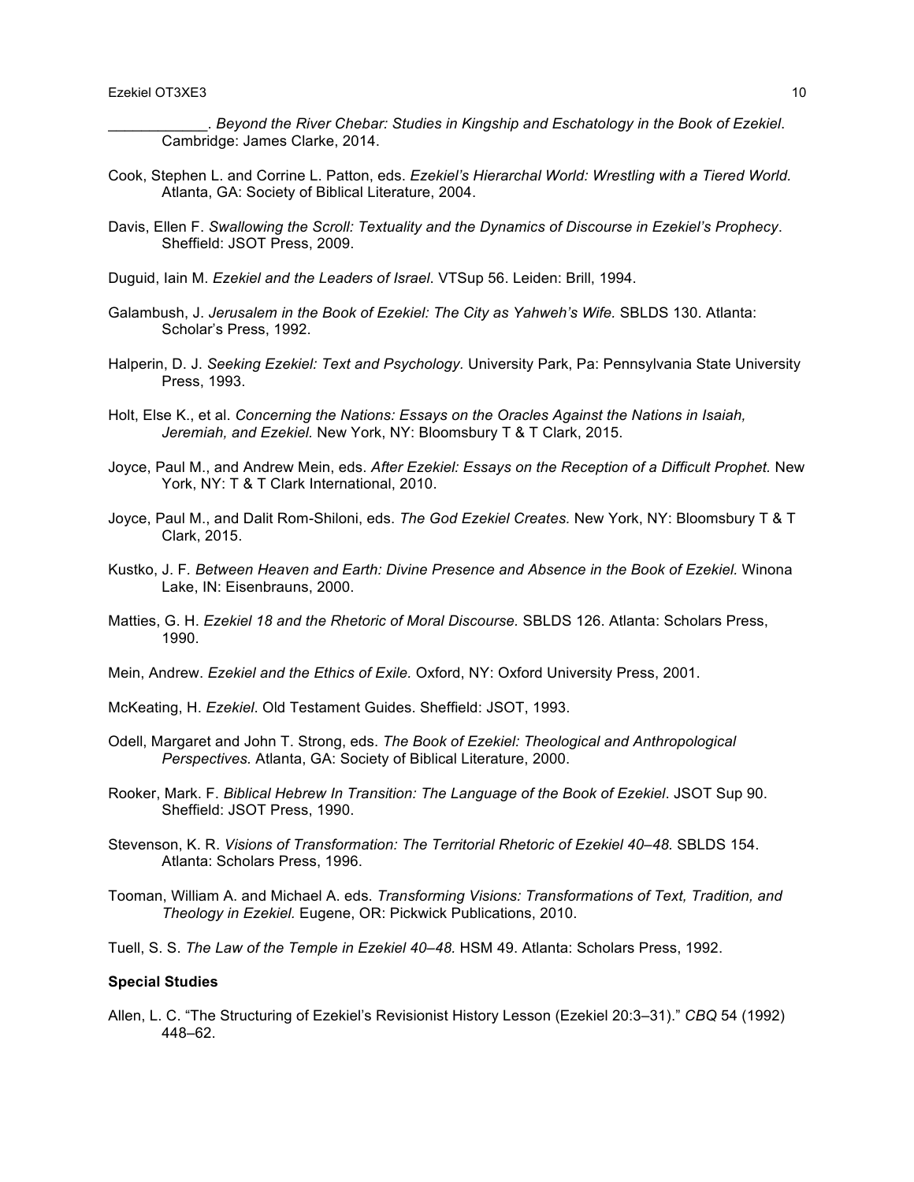\_\_\_\_\_\_\_\_\_\_\_\_. *Beyond the River Chebar: Studies in Kingship and Eschatology in the Book of Ezekiel*. Cambridge: James Clarke, 2014.

Cook, Stephen L. and Corrine L. Patton, eds. *Ezekiel's Hierarchal World: Wrestling with a Tiered World.* Atlanta, GA: Society of Biblical Literature, 2004.

Davis, Ellen F. *Swallowing the Scroll: Textuality and the Dynamics of Discourse in Ezekiel's Prophecy*. Sheffield: JSOT Press, 2009.

Duguid, Iain M. *Ezekiel and the Leaders of Israel*. VTSup 56. Leiden: Brill, 1994.

Galambush, J. *Jerusalem in the Book of Ezekiel: The City as Yahweh's Wife.* SBLDS 130. Atlanta: Scholar's Press, 1992.

Halperin, D. J. *Seeking Ezekiel: Text and Psychology.* University Park, Pa: Pennsylvania State University Press, 1993.

Holt, Else K., et al. *Concerning the Nations: Essays on the Oracles Against the Nations in Isaiah, Jeremiah, and Ezekiel.* New York, NY: Bloomsbury T & T Clark, 2015.

Joyce, Paul M., and Andrew Mein, eds. *After Ezekiel: Essays on the Reception of a Difficult Prophet.* New York, NY: T & T Clark International, 2010.

Joyce, Paul M., and Dalit Rom-Shiloni, eds. *The God Ezekiel Creates.* New York, NY: Bloomsbury T & T Clark, 2015.

Kustko, J. F. *Between Heaven and Earth: Divine Presence and Absence in the Book of Ezekiel.* Winona Lake, IN: Eisenbrauns, 2000.

Matties, G. H. *Ezekiel 18 and the Rhetoric of Moral Discourse.* SBLDS 126. Atlanta: Scholars Press, 1990.

Mein, Andrew. *Ezekiel and the Ethics of Exile.* Oxford, NY: Oxford University Press, 2001.

McKeating, H. *Ezekiel*. Old Testament Guides. Sheffield: JSOT, 1993.

Odell, Margaret and John T. Strong, eds. *The Book of Ezekiel: Theological and Anthropological Perspectives.* Atlanta, GA: Society of Biblical Literature, 2000.

Rooker, Mark. F. *Biblical Hebrew In Transition: The Language of the Book of Ezekiel*. JSOT Sup 90. Sheffield: JSOT Press, 1990.

Stevenson, K. R. *Visions of Transformation: The Territorial Rhetoric of Ezekiel 40–48.* SBLDS 154. Atlanta: Scholars Press, 1996.

Tooman, William A. and Michael A. eds. *Transforming Visions: Transformations of Text, Tradition, and Theology in Ezekiel.* Eugene, OR: Pickwick Publications, 2010.

Tuell, S. S. *The Law of the Temple in Ezekiel 40–48.* HSM 49. Atlanta: Scholars Press, 1992.

**Special Studies**

Allen, L. C. "The Structuring of Ezekiel's Revisionist History Lesson (Ezekiel 20:3–31)." *CBQ* 54 (1992) 448–62.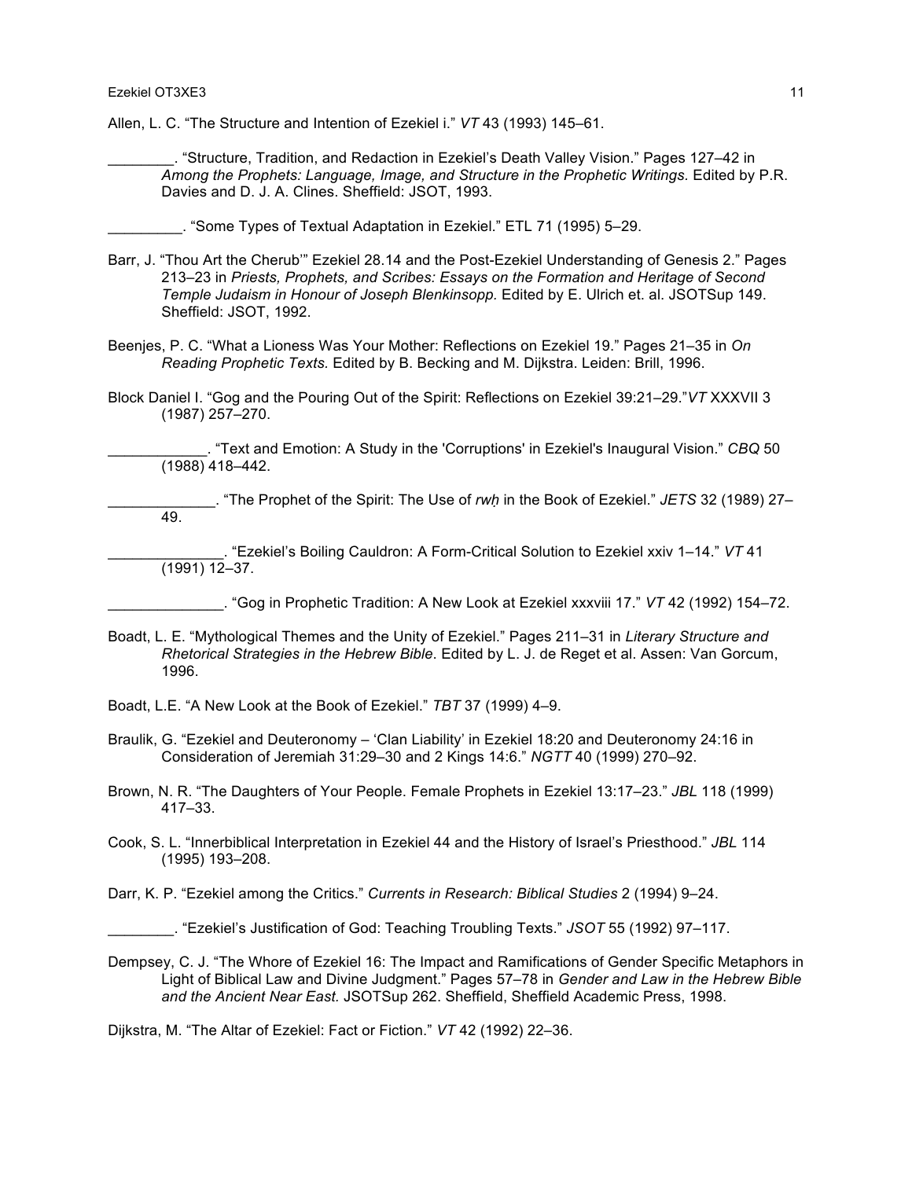Allen, L. C. “The Structure and Intention of Ezekiel i.” *VT* 43 (1993) 145–61.

________. “Structure, Tradition, and Redaction in Ezekiel’s Death Valley Vision.” Pages 127–42 in *Among the Prophets: Language, Image, and Structure in the Prophetic Writings.* Edited by P.R. Davies and D. J. A. Clines. Sheffield: JSOT, 1993.

_________. “Some Types of Textual Adaptation in Ezekiel.” ETL 71 (1995) 5–29.

Barr, J. “Thou Art the Cherub’” Ezekiel 28.14 and the Post-Ezekiel Understanding of Genesis 2.” Pages 213–23 in *Priests, Prophets, and Scribes: Essays on the Formation and Heritage of Second Temple Judaism in Honour of Joseph Blenkinsopp.* Edited by E. Ulrich et. al. JSOTSup 149. Sheffield: JSOT, 1992.

Beenjes, P. C. “What a Lioness Was Your Mother: Reflections on Ezekiel 19.” Pages 21–35 in *On Reading Prophetic Texts.* Edited by B. Becking and M. Dijkstra. Leiden: Brill, 1996.

Block Daniel I. “Gog and the Pouring Out of the Spirit: Reflections on Ezekiel 39:21–29.”*VT* XXXVII 3 (1987) 257–270.

____________. “Text and Emotion: A Study in the 'Corruptions' in Ezekiel's Inaugural Vision.” *CBQ* 50 (1988) 418–442.

_____________. “The Prophet of the Spirit: The Use of *rwḥ* in the Book of Ezekiel.” *JETS* 32 (1989) 27–49.

______________. “Ezekiel’s Boiling Cauldron: A Form-Critical Solution to Ezekiel xxiv 1–14.” *VT* 41 (1991) 12–37.

______________. “Gog in Prophetic Tradition: A New Look at Ezekiel xxxviii 17.” *VT* 42 (1992) 154–72.

Boadt, L. E. “Mythological Themes and the Unity of Ezekiel.” Pages 211–31 in *Literary Structure and Rhetorical Strategies in the Hebrew Bible*. Edited by L. J. de Reget et al. Assen: Van Gorcum, 1996.

Boadt, L.E. “A New Look at the Book of Ezekiel.” *TBT* 37 (1999) 4–9.

Braulik, G. “Ezekiel and Deuteronomy – ‘Clan Liability’ in Ezekiel 18:20 and Deuteronomy 24:16 in Consideration of Jeremiah 31:29–30 and 2 Kings 14:6.” *NGTT* 40 (1999) 270–92.

Brown, N. R. “The Daughters of Your People. Female Prophets in Ezekiel 13:17–23.” *JBL* 118 (1999) 417–33.

Cook, S. L. “Innerbiblical Interpretation in Ezekiel 44 and the History of Israel’s Priesthood.” *JBL* 114 (1995) 193–208.

Darr, K. P. “Ezekiel among the Critics.” *Currents in Research: Biblical Studies* 2 (1994) 9–24.

________. “Ezekiel’s Justification of God: Teaching Troubling Texts.” *JSOT* 55 (1992) 97–117.

Dempsey, C. J. “The Whore of Ezekiel 16: The Impact and Ramifications of Gender Specific Metaphors in Light of Biblical Law and Divine Judgment.” Pages 57–78 in *Gender and Law in the Hebrew Bible and the Ancient Near East.* JSOTSup 262. Sheffield, Sheffield Academic Press, 1998.

Dijkstra, M. “The Altar of Ezekiel: Fact or Fiction.” *VT* 42 (1992) 22–36.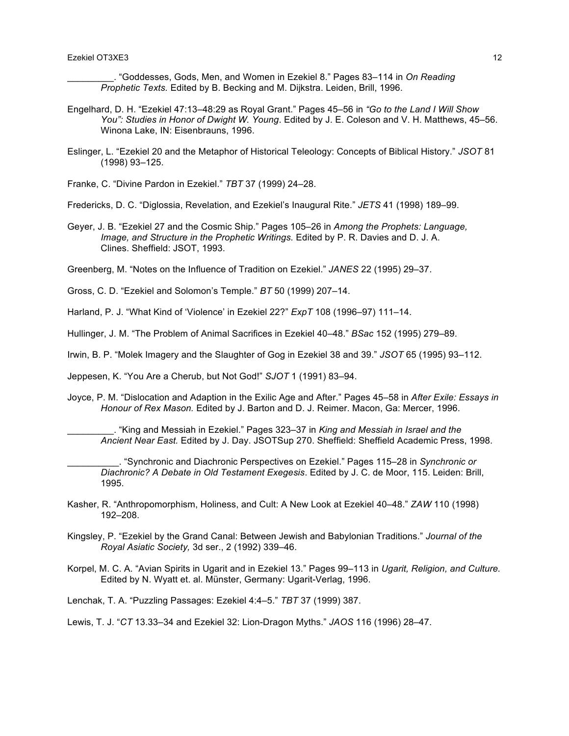_________. "Goddesses, Gods, Men, and Women in Ezekiel 8." Pages 83–114 in *On Reading Prophetic Texts.* Edited by B. Becking and M. Dijkstra. Leiden, Brill, 1996.

Engelhard, D. H. "Ezekiel 47:13–48:29 as Royal Grant." Pages 45–56 in *"Go to the Land I Will Show You": Studies in Honor of Dwight W. Young*. Edited by J. E. Coleson and V. H. Matthews, 45–56. Winona Lake, IN: Eisenbrauns, 1996.

Eslinger, L. "Ezekiel 20 and the Metaphor of Historical Teleology: Concepts of Biblical History." *JSOT* 81 (1998) 93–125.

Franke, C. "Divine Pardon in Ezekiel." *TBT* 37 (1999) 24–28.

Fredericks, D. C. "Diglossia, Revelation, and Ezekiel's Inaugural Rite." *JETS* 41 (1998) 189–99.

Geyer, J. B. "Ezekiel 27 and the Cosmic Ship." Pages 105–26 in *Among the Prophets: Language, Image, and Structure in the Prophetic Writings.* Edited by P. R. Davies and D. J. A. Clines. Sheffield: JSOT, 1993.

Greenberg, M. "Notes on the Influence of Tradition on Ezekiel." *JANES* 22 (1995) 29–37.

Gross, C. D. "Ezekiel and Solomon's Temple." *BT* 50 (1999) 207–14.

Harland, P. J. "What Kind of 'Violence' in Ezekiel 22?" *ExpT* 108 (1996–97) 111–14.

Hullinger, J. M. "The Problem of Animal Sacrifices in Ezekiel 40–48." *BSac* 152 (1995) 279–89.

Irwin, B. P. "Molek Imagery and the Slaughter of Gog in Ezekiel 38 and 39." *JSOT* 65 (1995) 93–112.

Jeppesen, K. "You Are a Cherub, but Not God!" *SJOT* 1 (1991) 83–94.

Joyce, P. M. "Dislocation and Adaption in the Exilic Age and After." Pages 45–58 in *After Exile: Essays in Honour of Rex Mason.* Edited by J. Barton and D. J. Reimer. Macon, Ga: Mercer, 1996.

_________. "King and Messiah in Ezekiel." Pages 323–37 in *King and Messiah in Israel and the Ancient Near East.* Edited by J. Day. JSOTSup 270. Sheffield: Sheffield Academic Press, 1998.

__________. "Synchronic and Diachronic Perspectives on Ezekiel." Pages 115–28 in *Synchronic or Diachronic? A Debate in Old Testament Exegesis*. Edited by J. C. de Moor, 115. Leiden: Brill, 1995.

Kasher, R. "Anthropomorphism, Holiness, and Cult: A New Look at Ezekiel 40–48." *ZAW* 110 (1998) 192–208.

Kingsley, P. "Ezekiel by the Grand Canal: Between Jewish and Babylonian Traditions." *Journal of the Royal Asiatic Society,* 3d ser., 2 (1992) 339–46.

Korpel, M. C. A. "Avian Spirits in Ugarit and in Ezekiel 13." Pages 99–113 in *Ugarit, Religion, and Culture.* Edited by N. Wyatt et. al. Münster, Germany: Ugarit-Verlag, 1996.

Lenchak, T. A. "Puzzling Passages: Ezekiel 4:4–5." *TBT* 37 (1999) 387.

Lewis, T. J. "*CT* 13.33–34 and Ezekiel 32: Lion-Dragon Myths." *JAOS* 116 (1996) 28–47.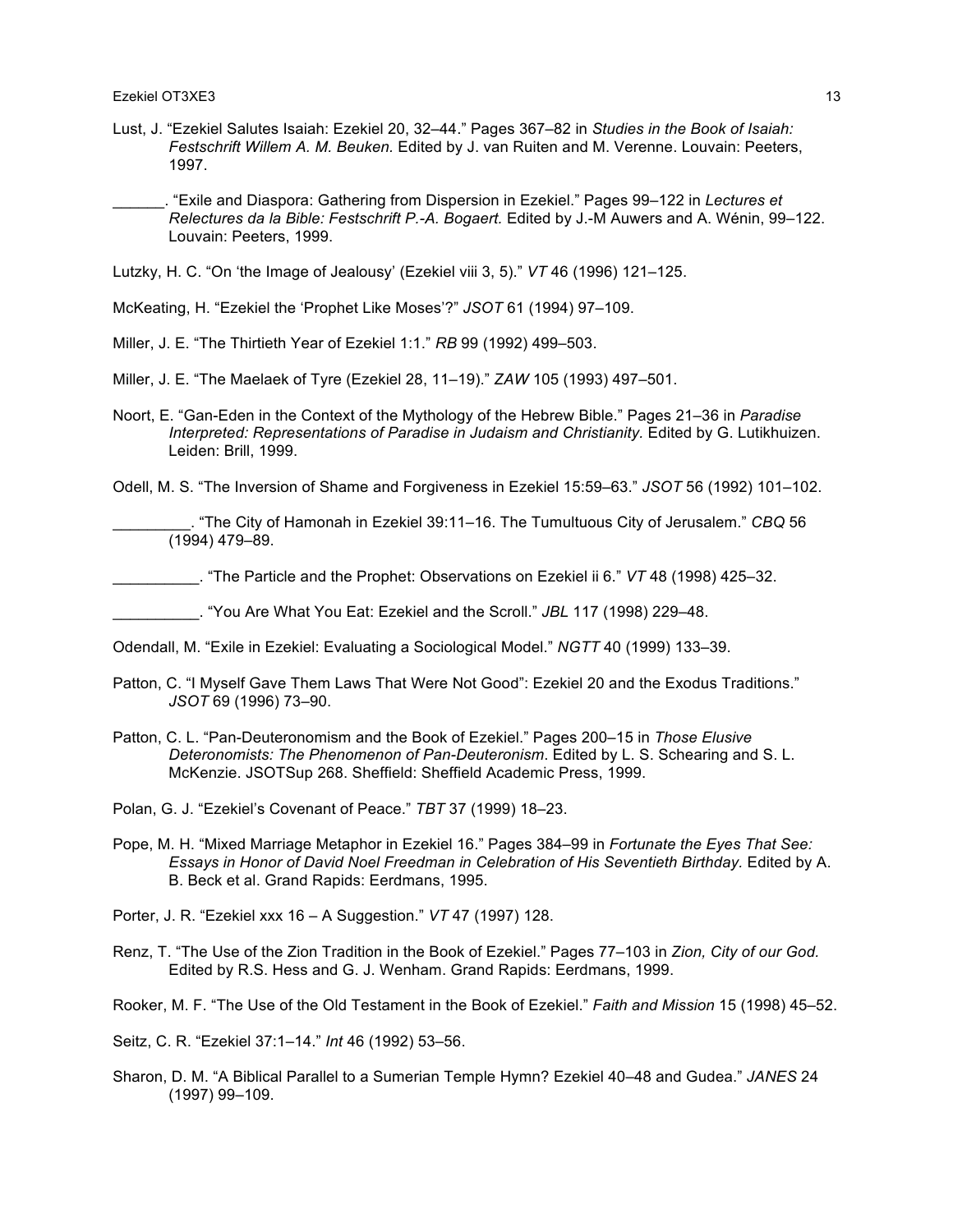Lust, J. "Ezekiel Salutes Isaiah: Ezekiel 20, 32–44." Pages 367–82 in *Studies in the Book of Isaiah: Festschrift Willem A. M. Beuken.* Edited by J. van Ruiten and M. Verenne. Louvain: Peeters, 1997.

______. "Exile and Diaspora: Gathering from Dispersion in Ezekiel." Pages 99–122 in *Lectures et Relectures da la Bible: Festschrift P.-A. Bogaert.* Edited by J.-M Auwers and A. Wénin, 99–122. Louvain: Peeters, 1999.

Lutzky, H. C. "On 'the Image of Jealousy' (Ezekiel viii 3, 5)." *VT* 46 (1996) 121–125.

McKeating, H. "Ezekiel the 'Prophet Like Moses'?" *JSOT* 61 (1994) 97–109.

Miller, J. E. "The Thirtieth Year of Ezekiel 1:1." *RB* 99 (1992) 499–503.

Miller, J. E. "The Maelaek of Tyre (Ezekiel 28, 11–19)." *ZAW* 105 (1993) 497–501.

Noort, E. "Gan-Eden in the Context of the Mythology of the Hebrew Bible." Pages 21–36 in *Paradise Interpreted: Representations of Paradise in Judaism and Christianity*. Edited by G. Lutikhuizen. Leiden: Brill, 1999.

Odell, M. S. "The Inversion of Shame and Forgiveness in Ezekiel 15:59–63." *JSOT* 56 (1992) 101–102.

_________. "The City of Hamonah in Ezekiel 39:11–16. The Tumultuous City of Jerusalem." *CBQ* 56 (1994) 479–89.

__________. "The Particle and the Prophet: Observations on Ezekiel ii 6." *VT* 48 (1998) 425–32.

__________. "You Are What You Eat: Ezekiel and the Scroll." *JBL* 117 (1998) 229–48.

Odendall, M. "Exile in Ezekiel: Evaluating a Sociological Model." *NGTT* 40 (1999) 133–39.

Patton, C. "I Myself Gave Them Laws That Were Not Good": Ezekiel 20 and the Exodus Traditions." *JSOT* 69 (1996) 73–90.

Patton, C. L. "Pan-Deuteronomism and the Book of Ezekiel." Pages 200–15 in *Those Elusive Deteronomists: The Phenomenon of Pan-Deuteronism*. Edited by L. S. Schearing and S. L. McKenzie. JSOTSup 268. Sheffield: Sheffield Academic Press, 1999.

Polan, G. J. "Ezekiel's Covenant of Peace." *TBT* 37 (1999) 18–23.

Pope, M. H. "Mixed Marriage Metaphor in Ezekiel 16." Pages 384–99 in *Fortunate the Eyes That See: Essays in Honor of David Noel Freedman in Celebration of His Seventieth Birthday.* Edited by A. B. Beck et al. Grand Rapids: Eerdmans, 1995.

Porter, J. R. "Ezekiel xxx 16 – A Suggestion." *VT* 47 (1997) 128.

Renz, T. "The Use of the Zion Tradition in the Book of Ezekiel." Pages 77–103 in *Zion, City of our God.* Edited by R.S. Hess and G. J. Wenham. Grand Rapids: Eerdmans, 1999.

Rooker, M. F. "The Use of the Old Testament in the Book of Ezekiel." *Faith and Mission* 15 (1998) 45–52.

Seitz, C. R. "Ezekiel 37:1–14." *Int* 46 (1992) 53–56.

Sharon, D. M. "A Biblical Parallel to a Sumerian Temple Hymn? Ezekiel 40–48 and Gudea." *JANES* 24 (1997) 99–109.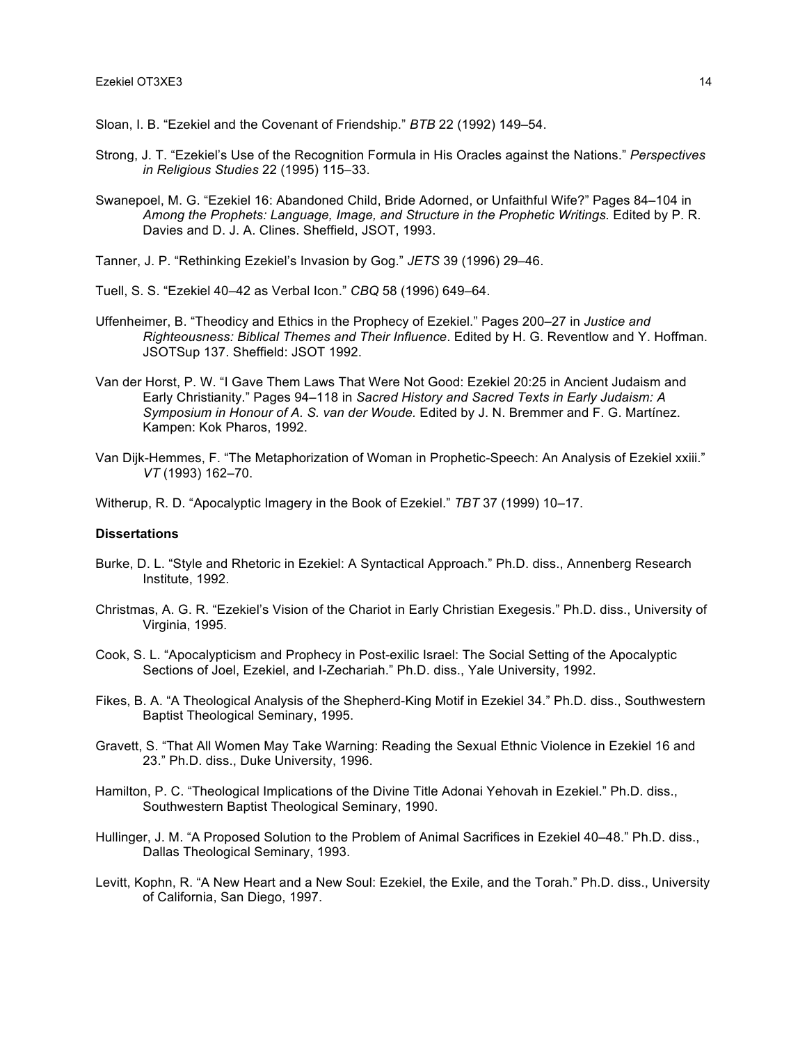Sloan, I. B. “Ezekiel and the Covenant of Friendship.” *BTB* 22 (1992) 149–54.

Strong, J. T. “Ezekiel’s Use of the Recognition Formula in His Oracles against the Nations.” *Perspectives in Religious Studies* 22 (1995) 115–33.

Swanepoel, M. G. “Ezekiel 16: Abandoned Child, Bride Adorned, or Unfaithful Wife?” Pages 84–104 in *Among the Prophets: Language, Image, and Structure in the Prophetic Writings.* Edited by P. R. Davies and D. J. A. Clines. Sheffield, JSOT, 1993.

Tanner, J. P. “Rethinking Ezekiel’s Invasion by Gog.” *JETS* 39 (1996) 29–46.

Tuell, S. S. “Ezekiel 40–42 as Verbal Icon.” *CBQ* 58 (1996) 649–64.

Uffenheimer, B. “Theodicy and Ethics in the Prophecy of Ezekiel.” Pages 200–27 in *Justice and Righteousness: Biblical Themes and Their Influence*. Edited by H. G. Reventlow and Y. Hoffman. JSOTSup 137. Sheffield: JSOT 1992.

Van der Horst, P. W. “I Gave Them Laws That Were Not Good: Ezekiel 20:25 in Ancient Judaism and Early Christianity.” Pages 94–118 in *Sacred History and Sacred Texts in Early Judaism: A Symposium in Honour of A. S. van der Woude.* Edited by J. N. Bremmer and F. G. Martínez. Kampen: Kok Pharos, 1992.

Van Dijk-Hemmes, F. “The Metaphorization of Woman in Prophetic-Speech: An Analysis of Ezekiel xxiii.” *VT* (1993) 162–70.

Witherup, R. D. “Apocalyptic Imagery in the Book of Ezekiel.” *TBT* 37 (1999) 10–17.

**Dissertations**

Burke, D. L. “Style and Rhetoric in Ezekiel: A Syntactical Approach.” Ph.D. diss., Annenberg Research Institute, 1992.

Christmas, A. G. R. “Ezekiel’s Vision of the Chariot in Early Christian Exegesis.” Ph.D. diss., University of Virginia, 1995.

Cook, S. L. “Apocalypticism and Prophecy in Post-exilic Israel: The Social Setting of the Apocalyptic Sections of Joel, Ezekiel, and I-Zechariah.” Ph.D. diss., Yale University, 1992.

Fikes, B. A. “A Theological Analysis of the Shepherd-King Motif in Ezekiel 34.” Ph.D. diss., Southwestern Baptist Theological Seminary, 1995.

Gravett, S. “That All Women May Take Warning: Reading the Sexual Ethnic Violence in Ezekiel 16 and 23.” Ph.D. diss., Duke University, 1996.

Hamilton, P. C. “Theological Implications of the Divine Title Adonai Yehovah in Ezekiel.” Ph.D. diss., Southwestern Baptist Theological Seminary, 1990.

Hullinger, J. M. “A Proposed Solution to the Problem of Animal Sacrifices in Ezekiel 40–48.” Ph.D. diss., Dallas Theological Seminary, 1993.

Levitt, Kophn, R. “A New Heart and a New Soul: Ezekiel, the Exile, and the Torah.” Ph.D. diss., University of California, San Diego, 1997.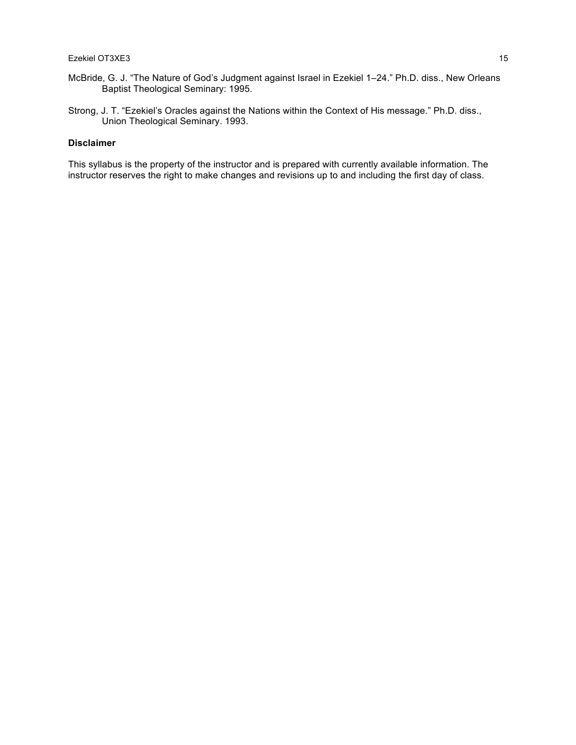McBride, G. J. "The Nature of God's Judgment against Israel in Ezekiel 1–24." Ph.D. diss., New Orleans Baptist Theological Seminary: 1995.

Strong, J. T. "Ezekiel's Oracles against the Nations within the Context of His message." Ph.D. diss., Union Theological Seminary. 1993.

**Disclaimer**

This syllabus is the property of the instructor and is prepared with currently available information. The instructor reserves the right to make changes and revisions up to and including the first day of class.